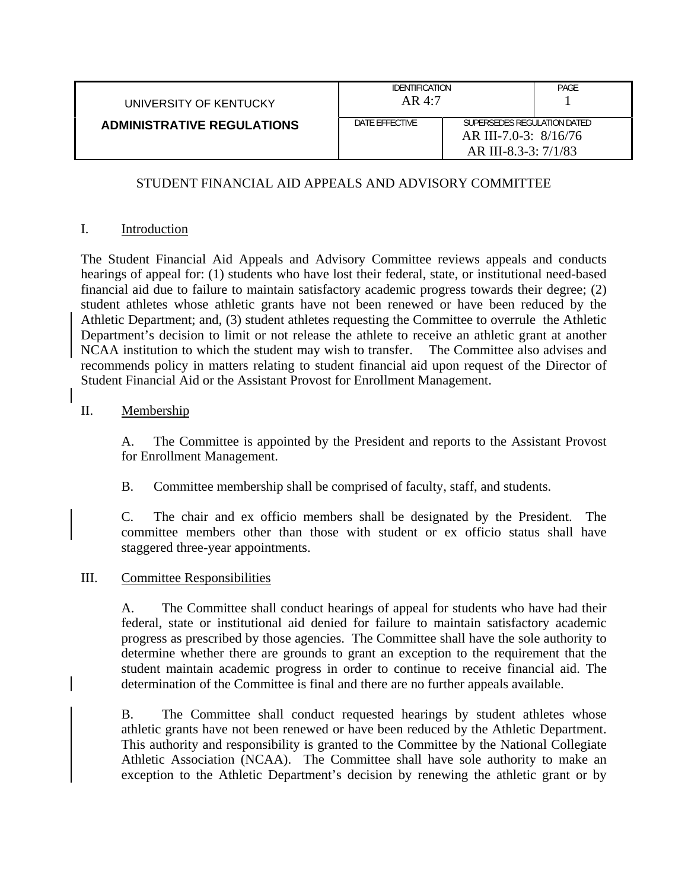| UNIVERSITY OF KENTUCKY | IDENTIFICATION AR 4:7 | | PAGE 1 |
|---|---|---|---|
| **ADMINISTRATIVE REGULATIONS** | DATE EFFECTIVE | SUPERSEDES REGULATION DATED AR III-7.0-3: 8/16/76 AR III-8.3-3: 7/1/83 | |

# STUDENT FINANCIAL AID APPEALS AND ADVISORY COMMITTEE

## I. Introduction

The Student Financial Aid Appeals and Advisory Committee reviews appeals and conducts hearings of appeal for: (1) students who have lost their federal, state, or institutional need-based financial aid due to failure to maintain satisfactory academic progress towards their degree; (2) student athletes whose athletic grants have not been renewed or have been reduced by the Athletic Department; and, (3) student athletes requesting the Committee to overrule the Athletic Department's decision to limit or not release the athlete to receive an athletic grant at another NCAA institution to which the student may wish to transfer. The Committee also advises and recommends policy in matters relating to student financial aid upon request of the Director of Student Financial Aid or the Assistant Provost for Enrollment Management.

## II. Membership

A. The Committee is appointed by the President and reports to the Assistant Provost for Enrollment Management.

B. Committee membership shall be comprised of faculty, staff, and students.

C. The chair and ex officio members shall be designated by the President. The committee members other than those with student or ex officio status shall have staggered three-year appointments.

## III. Committee Responsibilities

A. The Committee shall conduct hearings of appeal for students who have had their federal, state or institutional aid denied for failure to maintain satisfactory academic progress as prescribed by those agencies. The Committee shall have the sole authority to determine whether there are grounds to grant an exception to the requirement that the student maintain academic progress in order to continue to receive financial aid. The determination of the Committee is final and there are no further appeals available.

B. The Committee shall conduct requested hearings by student athletes whose athletic grants have not been renewed or have been reduced by the Athletic Department. This authority and responsibility is granted to the Committee by the National Collegiate Athletic Association (NCAA). The Committee shall have sole authority to make an exception to the Athletic Department's decision by renewing the athletic grant or by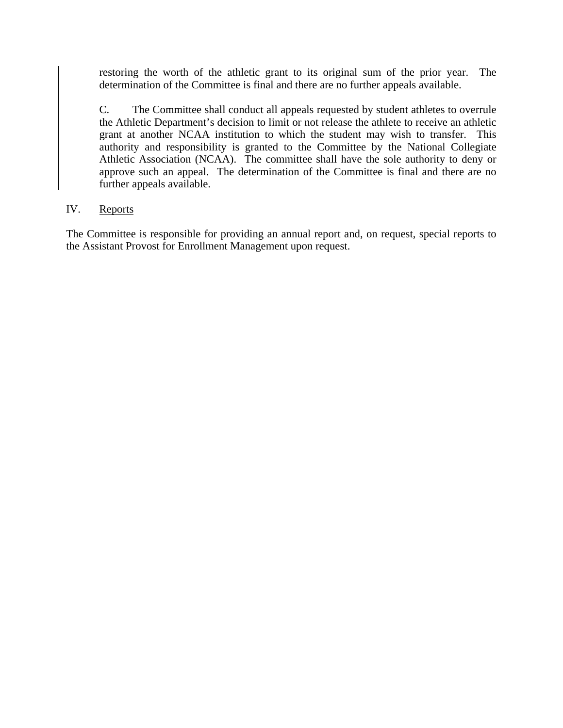restoring the worth of the athletic grant to its original sum of the prior year. The determination of the Committee is final and there are no further appeals available.

C. The Committee shall conduct all appeals requested by student athletes to overrule the Athletic Department's decision to limit or not release the athlete to receive an athletic grant at another NCAA institution to which the student may wish to transfer. This authority and responsibility is granted to the Committee by the National Collegiate Athletic Association (NCAA). The committee shall have the sole authority to deny or approve such an appeal. The determination of the Committee is final and there are no further appeals available.

IV. <u>Reports</u>

The Committee is responsible for providing an annual report and, on request, special reports to the Assistant Provost for Enrollment Management upon request.